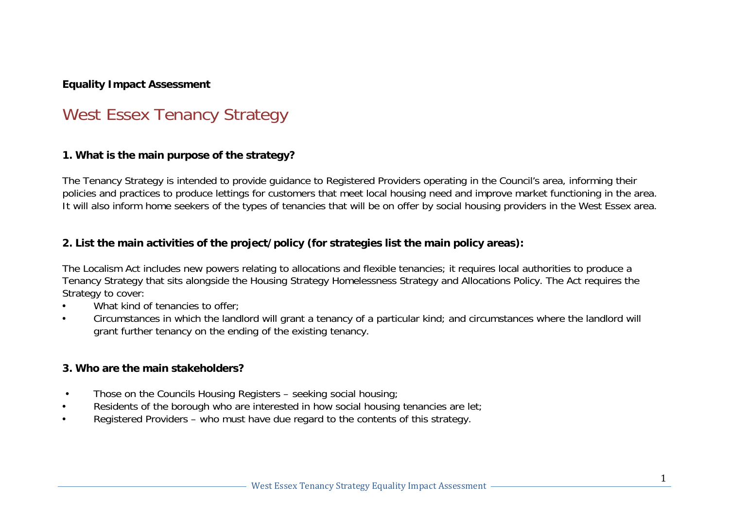**Equality Impact Assessment**

# West Essex Tenancy Strategy

## 1. What is the main purpose of the strategy?

The Tenancy Strategy is intended to provide guidance to Registered Providers operating in the Council's area, informing their policies and practices to produce lettings for customers that meet local housing need and improve market functioning in the area. It will also inform home seekers of the types of tenancies that will be on offer by social housing providers in the West Essex area.

## 2. List the main activities of the project/policy (for strategies list the main policy areas):

The Localism Act includes new powers relating to allocations and flexible tenancies; it requires local authorities to produce a Tenancy Strategy that sits alongside the Housing Strategy Homelessness Strategy and Allocations Policy. The Act requires the Strategy to cover:

- What kind of tenancies to offer;
- Circumstances in which the landlord will grant a tenancy of a particular kind; and circumstances where the landlord will grant further tenancy on the ending of the existing tenancy.

## 3. Who are the main stakeholders?

- Those on the Councils Housing Registers – seeking social housing;
- Residents of the borough who are interested in how social housing tenancies are let;
- Registered Providers – who must have due regard to the contents of this strategy.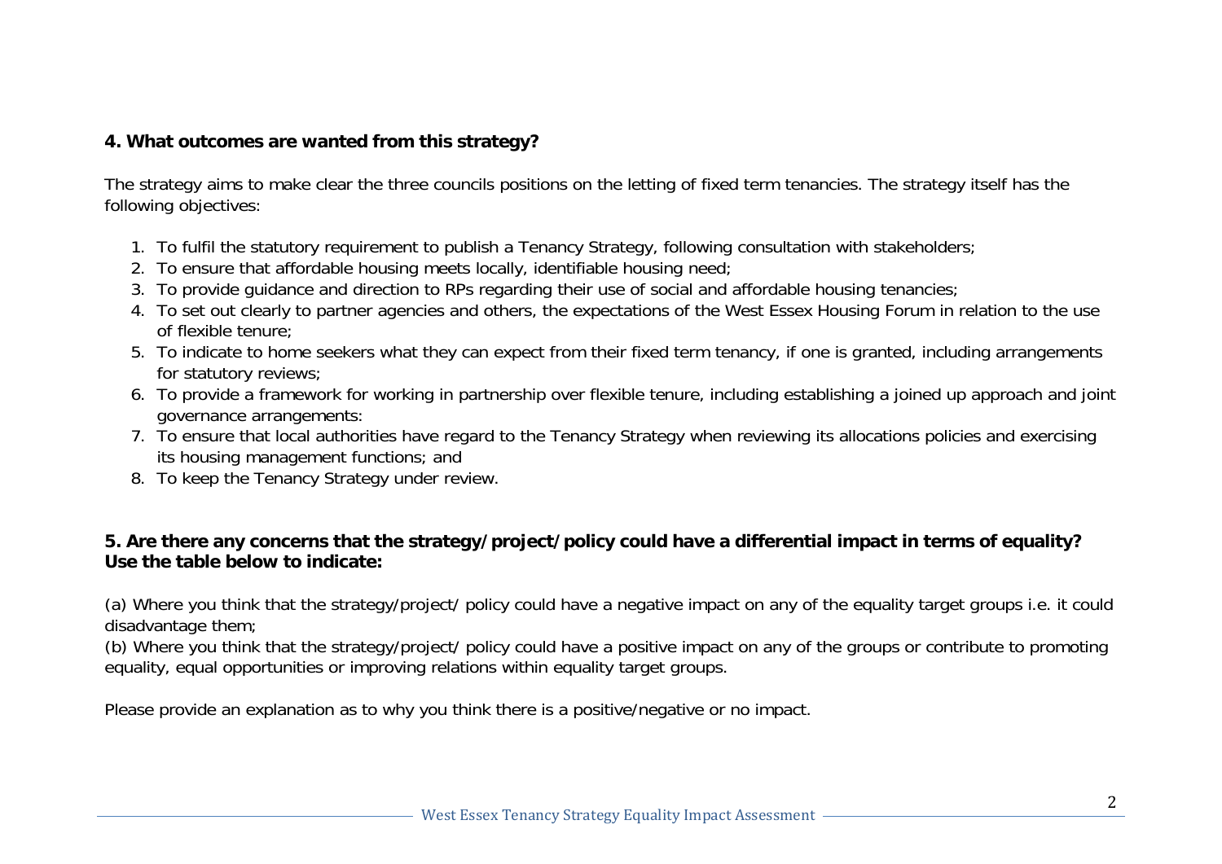**4. What outcomes are wanted from this strategy?**

The strategy aims to make clear the three councils positions on the letting of fixed term tenancies. The strategy itself has the following objectives:

1. To fulfil the statutory requirement to publish a Tenancy Strategy, following consultation with stakeholders;
2. To ensure that affordable housing meets locally, identifiable housing need;
3. To provide guidance and direction to RPs regarding their use of social and affordable housing tenancies;
4. To set out clearly to partner agencies and others, the expectations of the West Essex Housing Forum in relation to the use of flexible tenure;
5. To indicate to home seekers what they can expect from their fixed term tenancy, if one is granted, including arrangements for statutory reviews;
6. To provide a framework for working in partnership over flexible tenure, including establishing a joined up approach and joint governance arrangements:
7. To ensure that local authorities have regard to the Tenancy Strategy when reviewing its allocations policies and exercising its housing management functions; and
8. To keep the Tenancy Strategy under review.

**5. Are there any concerns that the strategy/project/policy could have a differential impact in terms of equality? Use the table below to indicate:**

(a) Where you think that the strategy/project/ policy could have a negative impact on any of the equality target groups i.e. it could disadvantage them;

(b) Where you think that the strategy/project/ policy could have a positive impact on any of the groups or contribute to promoting equality, equal opportunities or improving relations within equality target groups.

Please provide an explanation as to why you think there is a positive/negative or no impact.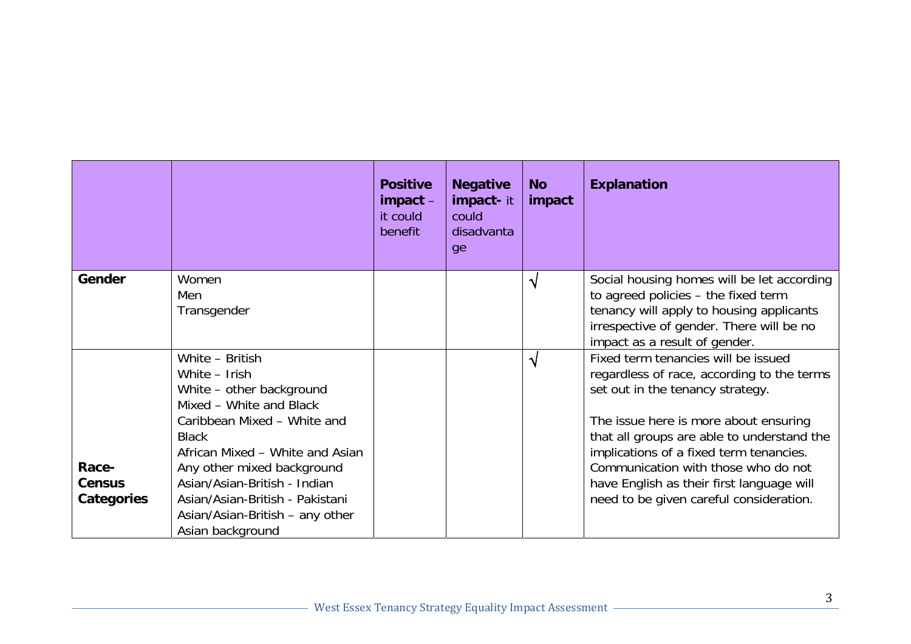| | | **Positive impact** – it could benefit | **Negative impact-** it could disadvantage | **No impact** | **Explanation** |
|---|---|---|---|---|---|
| **Gender** | Women<br>Men<br>Transgender | | | √ | Social housing homes will be let according to agreed policies – the fixed term tenancy will apply to housing applicants irrespective of gender. There will be no impact as a result of gender. |
| **Race-Census Categories** | White – British<br>White – Irish<br>White – other background<br>Mixed – White and Black Caribbean Mixed – White and Black African Mixed – White and Asian<br>Any other mixed background<br>Asian/Asian-British - Indian<br>Asian/Asian-British - Pakistani<br>Asian/Asian-British – any other Asian background | | | √ | Fixed term tenancies will be issued regardless of race, according to the terms set out in the tenancy strategy.<br><br>The issue here is more about ensuring that all groups are able to understand the implications of a fixed term tenancies. Communication with those who do not have English as their first language will need to be given careful consideration. |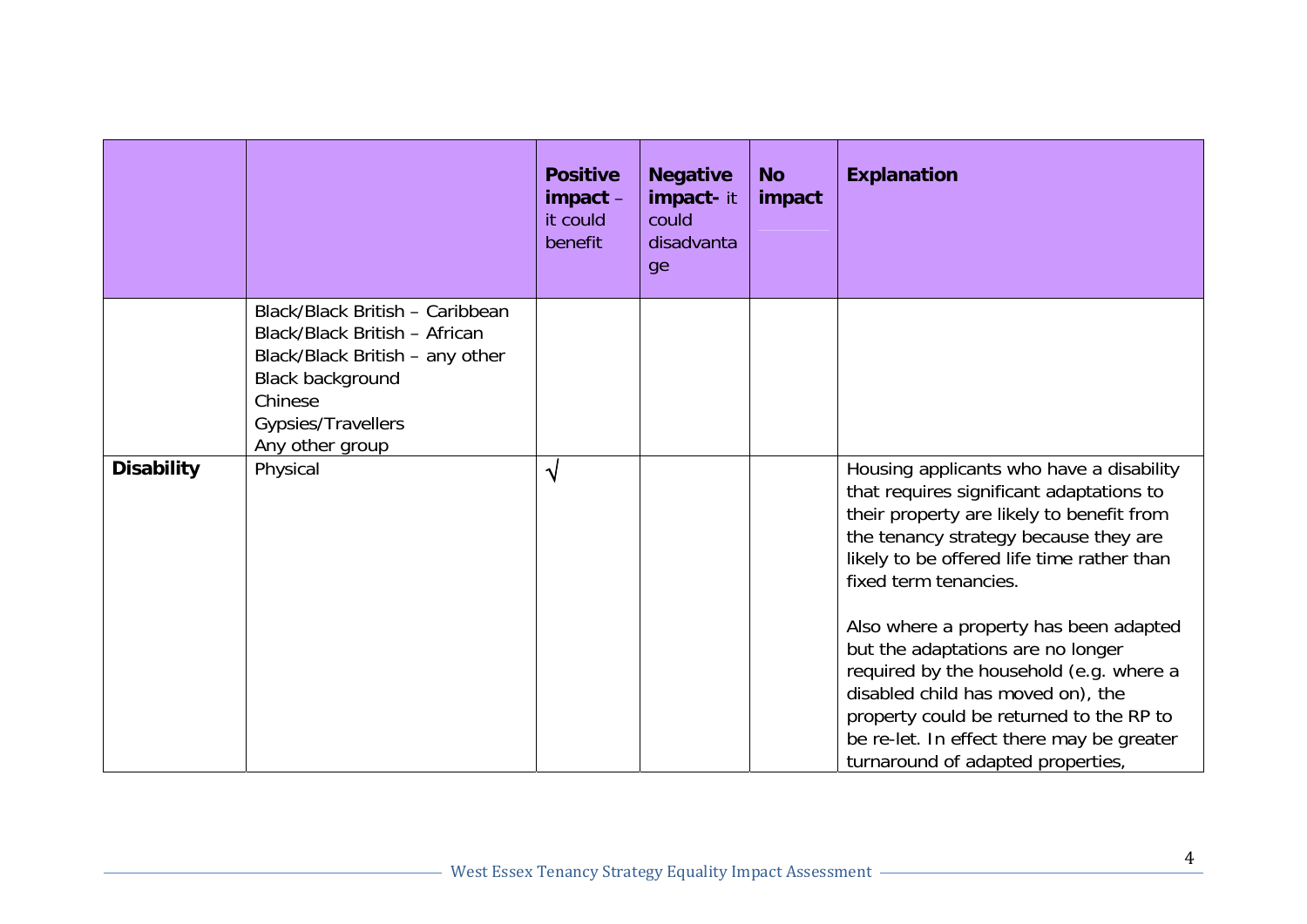| | | **Positive impact** – it could benefit | **Negative impact-** it could disadvantage | **No impact** | **Explanation** |
|---|---|---|---|---|---|
| | Black/Black British – Caribbean<br>Black/Black British – African<br>Black/Black British – any other Black background<br>Chinese<br>Gypsies/Travellers<br>Any other group | | | | |
| **Disability** | Physical | √ | | | Housing applicants who have a disability that requires significant adaptations to their property are likely to benefit from the tenancy strategy because they are likely to be offered life time rather than fixed term tenancies.<br><br>Also where a property has been adapted but the adaptations are no longer required by the household (e.g. where a disabled child has moved on), the property could be returned to the RP to be re-let. In effect there may be greater turnaround of adapted properties, |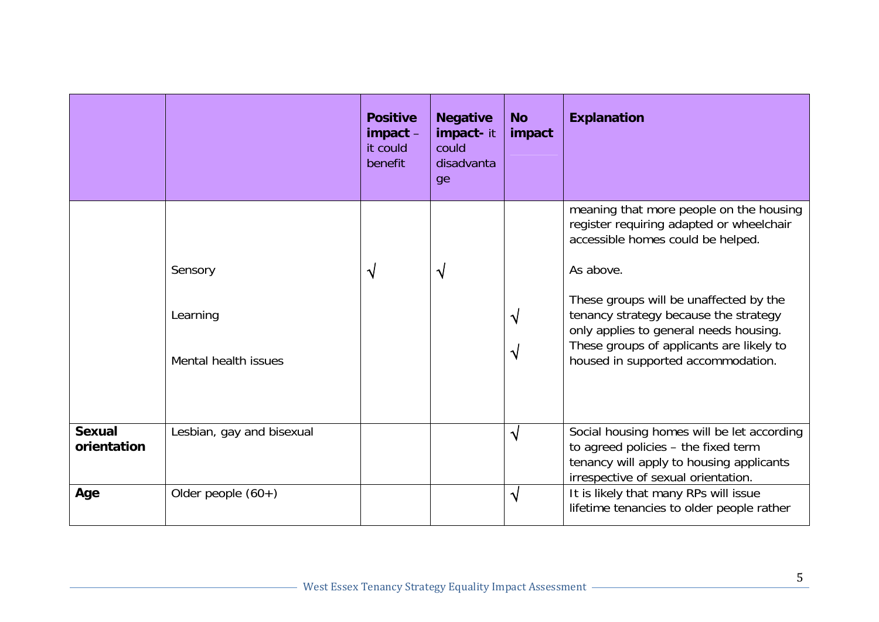| | | **Positive impact** – it could benefit | **Negative impact-** it could disadvantage | **No impact** | **Explanation** |
|---|---|---|---|---|---|
| | | | | | meaning that more people on the housing register requiring adapted or wheelchair accessible homes could be helped. |
| | Sensory | √ | √ | | As above. |
| | Learning | | | √ | These groups will be unaffected by the tenancy strategy because the strategy only applies to general needs housing. These groups of applicants are likely to housed in supported accommodation. |
| | Mental health issues | | | √ | |
| **Sexual orientation** | Lesbian, gay and bisexual | | | √ | Social housing homes will be let according to agreed policies – the fixed term tenancy will apply to housing applicants irrespective of sexual orientation. |
| **Age** | Older people (60+) | | | √ | It is likely that many RPs will issue lifetime tenancies to older people rather |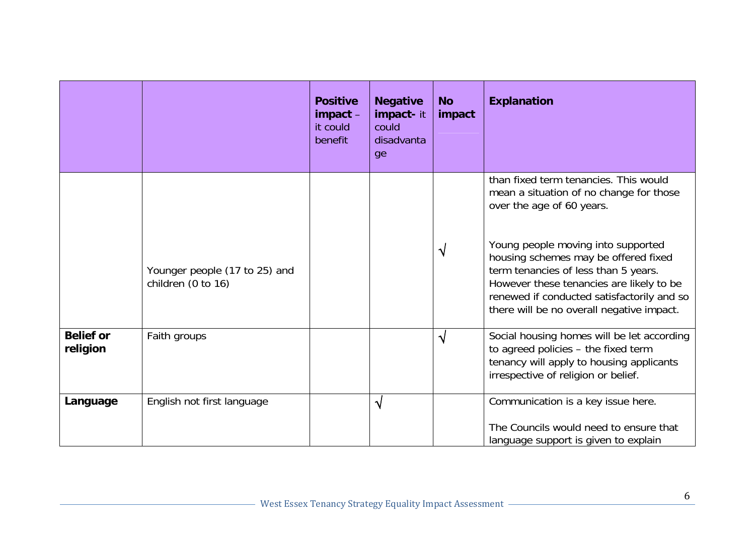| | | **Positive impact** – it could benefit | **Negative impact-** it could disadvantage | **No impact** | **Explanation** |
|---|---|---|---|---|---|
| | Younger people (17 to 25) and children (0 to 16) | | | √ | than fixed term tenancies. This would mean a situation of no change for those over the age of 60 years.<br><br>Young people moving into supported housing schemes may be offered fixed term tenancies of less than 5 years. However these tenancies are likely to be renewed if conducted satisfactorily and so there will be no overall negative impact. |
| **Belief or religion** | Faith groups | | | √ | Social housing homes will be let according to agreed policies – the fixed term tenancy will apply to housing applicants irrespective of religion or belief. |
| **Language** | English not first language | | √ | | Communication is a key issue here.<br><br>The Councils would need to ensure that language support is given to explain |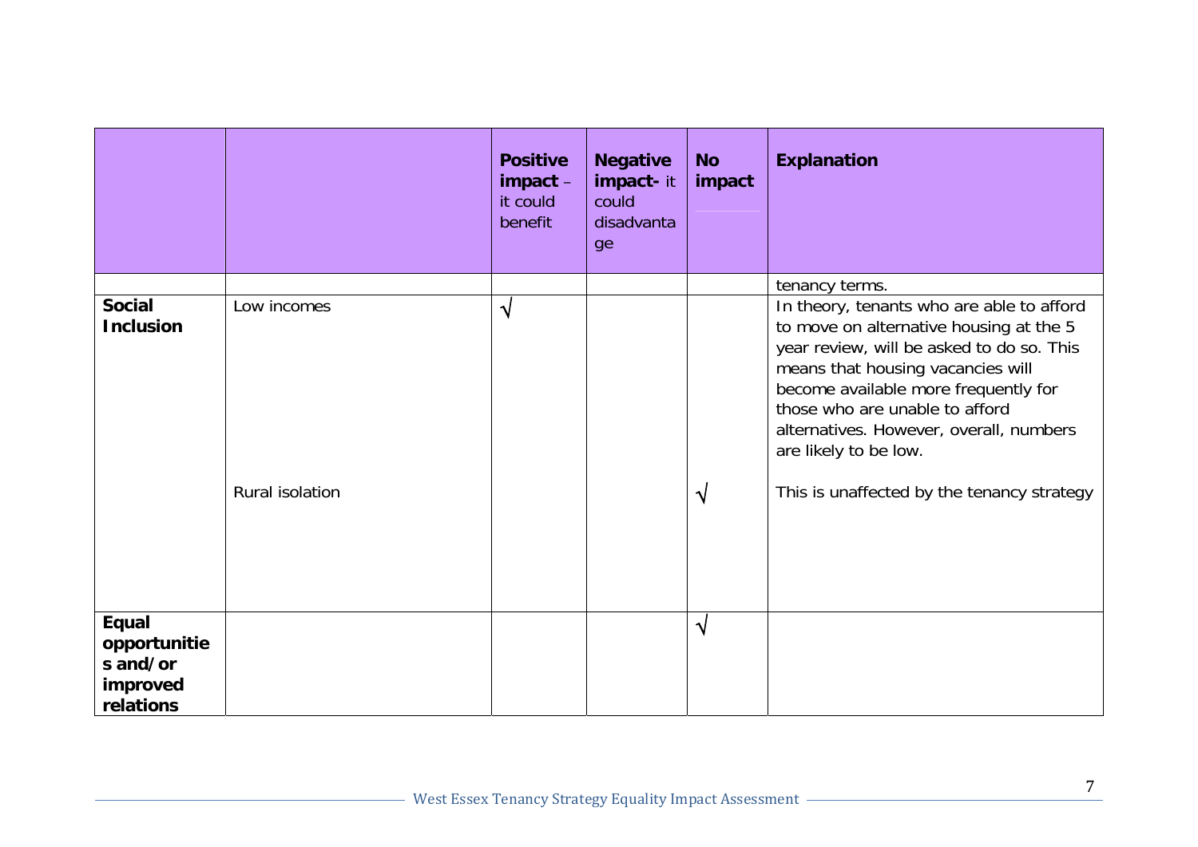| | | **Positive impact** – it could benefit | **Negative impact-** it could disadvantage | **No impact** | **Explanation** |
|---|---|---|---|---|---|
| | | | | | tenancy terms. |
| **Social Inclusion** | Low incomes | √ | | | In theory, tenants who are able to afford to move on alternative housing at the 5 year review, will be asked to do so. This means that housing vacancies will become available more frequently for those who are unable to afford alternatives. However, overall, numbers are likely to be low. |
| | Rural isolation | | | √ | This is unaffected by the tenancy strategy |
| **Equal opportunities and/or improved relations** | | | | √ | |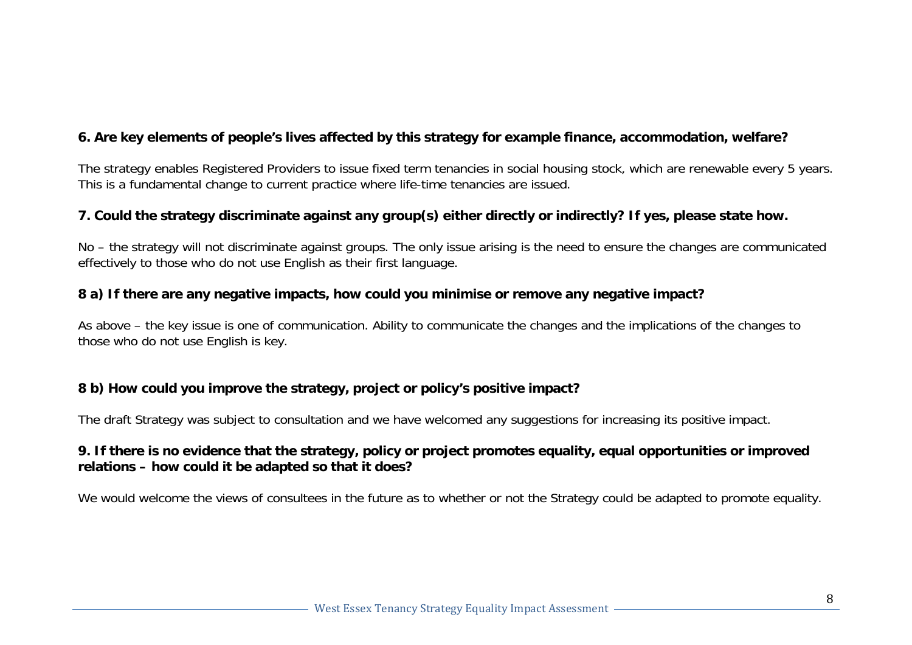**6. Are key elements of people's lives affected by this strategy for example finance, accommodation, welfare?**

The strategy enables Registered Providers to issue fixed term tenancies in social housing stock, which are renewable every 5 years. This is a fundamental change to current practice where life-time tenancies are issued.

**7. Could the strategy discriminate against any group(s) either directly or indirectly? If yes, please state how.**

No – the strategy will not discriminate against groups. The only issue arising is the need to ensure the changes are communicated effectively to those who do not use English as their first language.

**8 a) If there are any negative impacts, how could you minimise or remove any negative impact?**

As above – the key issue is one of communication. Ability to communicate the changes and the implications of the changes to those who do not use English is key.

**8 b) How could you improve the strategy, project or policy's positive impact?**

The draft Strategy was subject to consultation and we have welcomed any suggestions for increasing its positive impact.

**9. If there is no evidence that the strategy, policy or project promotes equality, equal opportunities or improved relations – how could it be adapted so that it does?**

We would welcome the views of consultees in the future as to whether or not the Strategy could be adapted to promote equality.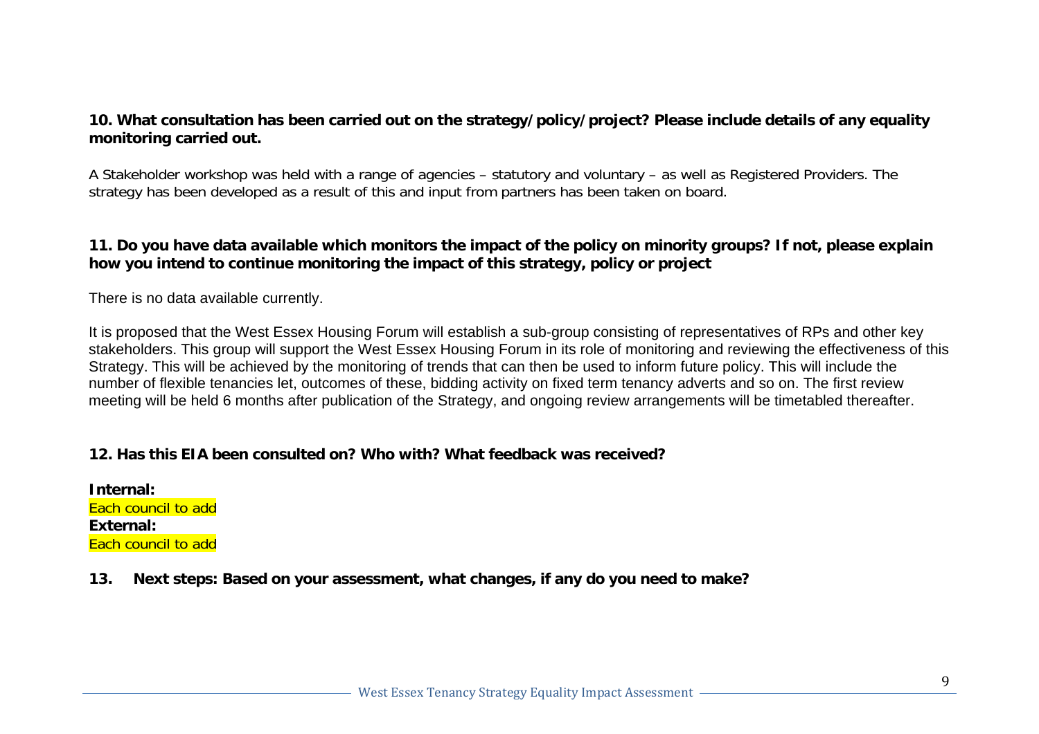**10. What consultation has been carried out on the strategy/policy/project? Please include details of any equality monitoring carried out.**

A Stakeholder workshop was held with a range of agencies – statutory and voluntary – as well as Registered Providers. The strategy has been developed as a result of this and input from partners has been taken on board.

**11. Do you have data available which monitors the impact of the policy on minority groups? If not, please explain how you intend to continue monitoring the impact of this strategy, policy or project**

There is no data available currently.

It is proposed that the West Essex Housing Forum will establish a sub-group consisting of representatives of RPs and other key stakeholders. This group will support the West Essex Housing Forum in its role of monitoring and reviewing the effectiveness of this Strategy. This will be achieved by the monitoring of trends that can then be used to inform future policy. This will include the number of flexible tenancies let, outcomes of these, bidding activity on fixed term tenancy adverts and so on. The first review meeting will be held 6 months after publication of the Strategy, and ongoing review arrangements will be timetabled thereafter.

**12. Has this EIA been consulted on? Who with? What feedback was received?**

**Internal:**
Each council to add
**External:**
Each council to add

**13. Next steps: Based on your assessment, what changes, if any do you need to make?**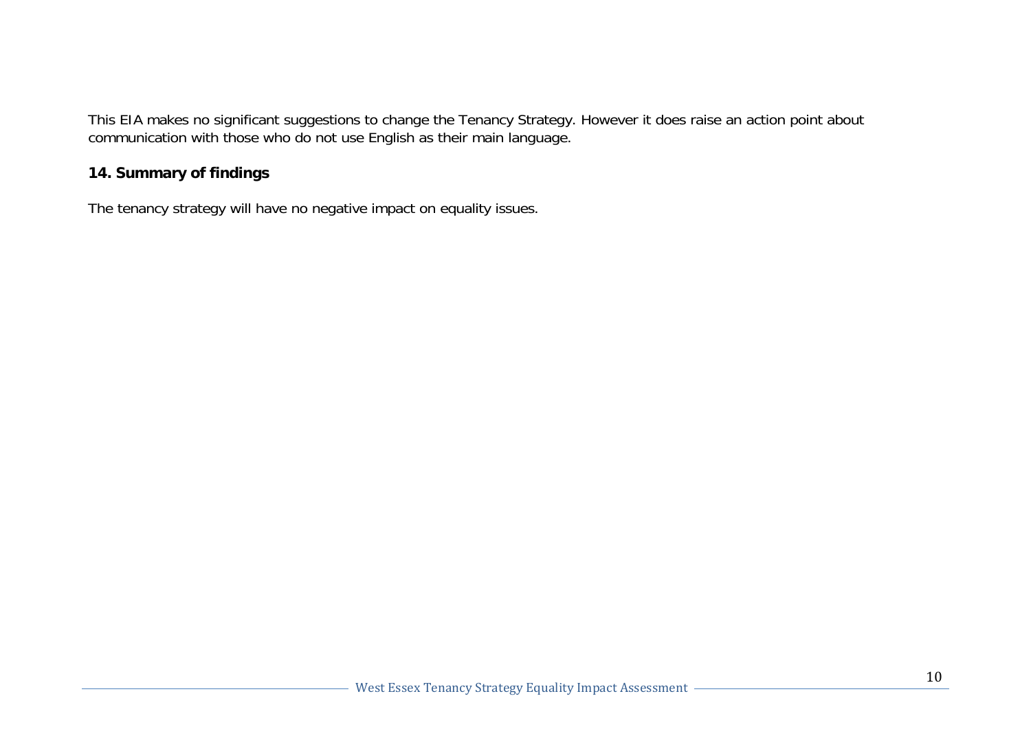This EIA makes no significant suggestions to change the Tenancy Strategy. However it does raise an action point about communication with those who do not use English as their main language.

## 14. Summary of findings

The tenancy strategy will have no negative impact on equality issues.